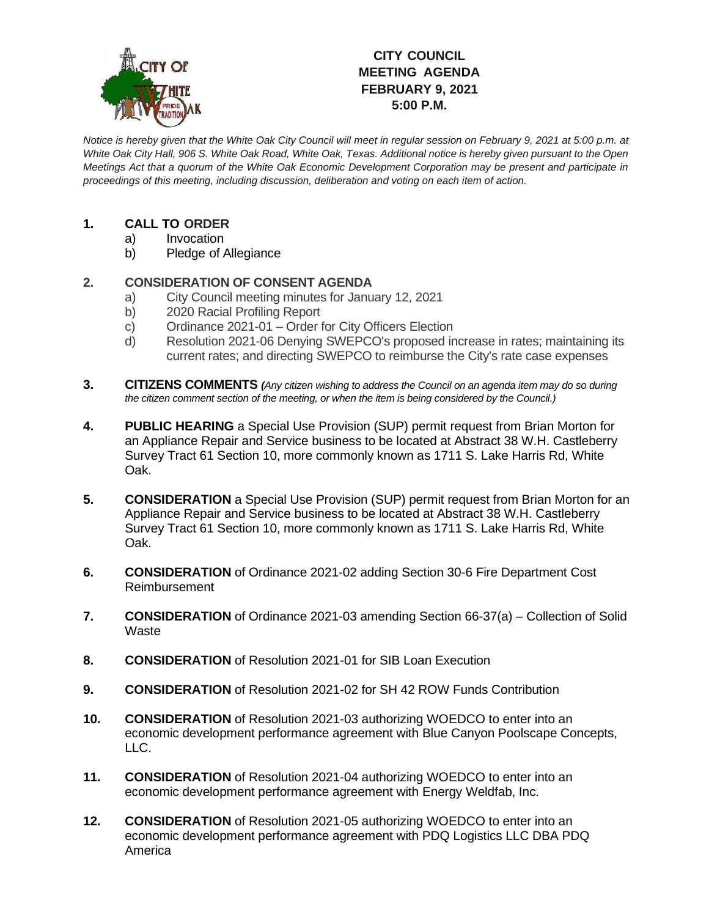# CITY COUNCIL MEETING AGENDA FEBRUARY 9, 2021 5:00 P.M.

*Notice is hereby given that the White Oak City Council will meet in regular session on February 9, 2021 at 5:00 p.m. at White Oak City Hall, 906 S. White Oak Road, White Oak, Texas. Additional notice is hereby given pursuant to the Open Meetings Act that a quorum of the White Oak Economic Development Corporation may be present and participate in proceedings of this meeting, including discussion, deliberation and voting on each item of action.*

**1. CALL TO ORDER**
   - a) Invocation
   - b) Pledge of Allegiance

**2. CONSIDERATION OF CONSENT AGENDA**
   - a) City Council meeting minutes for January 12, 2021
   - b) 2020 Racial Profiling Report
   - c) Ordinance 2021-01 – Order for City Officers Election
   - d) Resolution 2021-06 Denying SWEPCO's proposed increase in rates; maintaining its current rates; and directing SWEPCO to reimburse the City's rate case expenses

**3. CITIZENS COMMENTS** *(Any citizen wishing to address the Council on an agenda item may do so during the citizen comment section of the meeting, or when the item is being considered by the Council.)*

**4. PUBLIC HEARING** a Special Use Provision (SUP) permit request from Brian Morton for an Appliance Repair and Service business to be located at Abstract 38 W.H. Castleberry Survey Tract 61 Section 10, more commonly known as 1711 S. Lake Harris Rd, White Oak.

**5. CONSIDERATION** a Special Use Provision (SUP) permit request from Brian Morton for an Appliance Repair and Service business to be located at Abstract 38 W.H. Castleberry Survey Tract 61 Section 10, more commonly known as 1711 S. Lake Harris Rd, White Oak.

**6. CONSIDERATION** of Ordinance 2021-02 adding Section 30-6 Fire Department Cost Reimbursement

**7. CONSIDERATION** of Ordinance 2021-03 amending Section 66-37(a) – Collection of Solid Waste

**8. CONSIDERATION** of Resolution 2021-01 for SIB Loan Execution

**9. CONSIDERATION** of Resolution 2021-02 for SH 42 ROW Funds Contribution

**10. CONSIDERATION** of Resolution 2021-03 authorizing WOEDCO to enter into an economic development performance agreement with Blue Canyon Poolscape Concepts, LLC.

**11. CONSIDERATION** of Resolution 2021-04 authorizing WOEDCO to enter into an economic development performance agreement with Energy Weldfab, Inc.

**12. CONSIDERATION** of Resolution 2021-05 authorizing WOEDCO to enter into an economic development performance agreement with PDQ Logistics LLC DBA PDQ America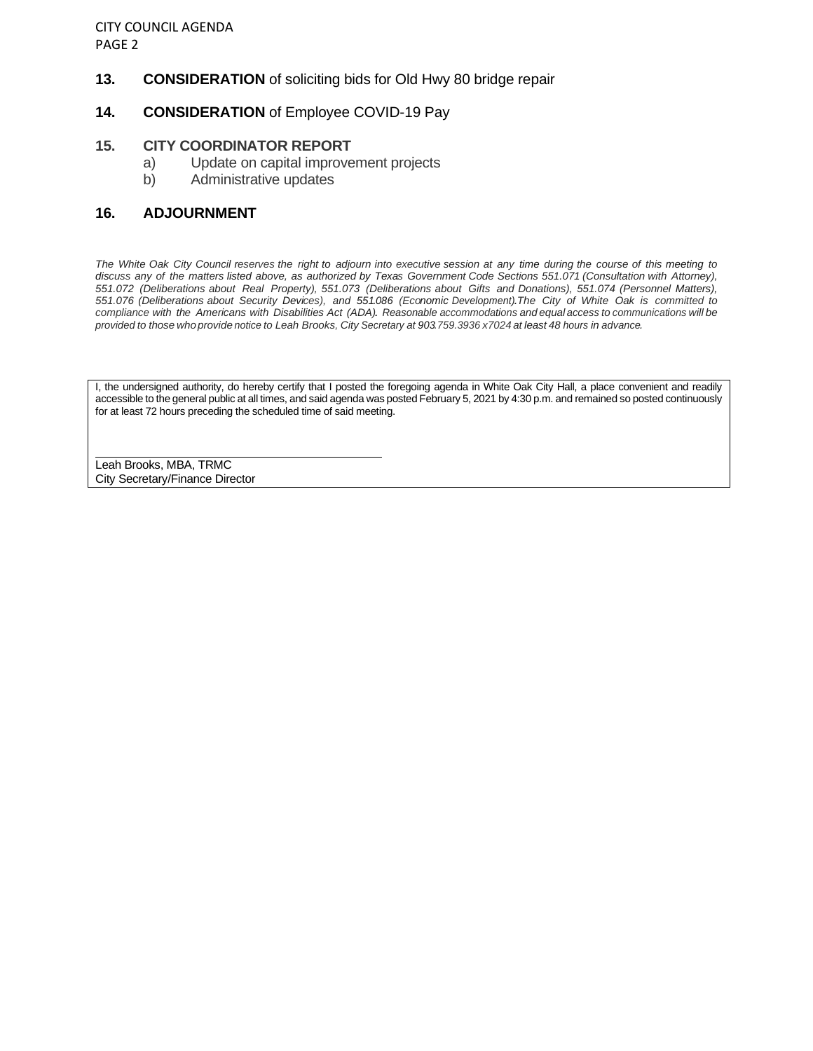**13. CONSIDERATION** of soliciting bids for Old Hwy 80 bridge repair

**14. CONSIDERATION** of Employee COVID-19 Pay

**15. CITY COORDINATOR REPORT**

a) Update on capital improvement projects

b) Administrative updates

**16. ADJOURNMENT**

*The White Oak City Council reserves the right to adjourn into executive session at any time during the course of this meeting to discuss any of the matters listed above, as authorized by Texas Government Code Sections 551.071 (Consultation with Attorney), 551.072 (Deliberations about Real Property), 551.073 (Deliberations about Gifts and Donations), 551.074 (Personnel Matters), 551.076 (Deliberations about Security Devices), and 551.086 (Economic Development).The City of White Oak is committed to compliance with the Americans with Disabilities Act (ADA). Reasonable accommodations and equal access to communications will be provided to those who provide notice to Leah Brooks, City Secretary at 903.759.3936 x7024 at least 48 hours in advance.*

I, the undersigned authority, do hereby certify that I posted the foregoing agenda in White Oak City Hall, a place convenient and readily accessible to the general public at all times, and said agenda was posted February 5, 2021 by 4:30 p.m. and remained so posted continuously for at least 72 hours preceding the scheduled time of said meeting.

\_\_\_\_\_\_\_\_\_\_\_\_\_\_\_\_\_\_\_\_\_\_\_\_\_\_\_\_\_\_\_\_\_\_\_\_\_\_\_\_

Leah Brooks, MBA, TRMC

City Secretary/Finance Director